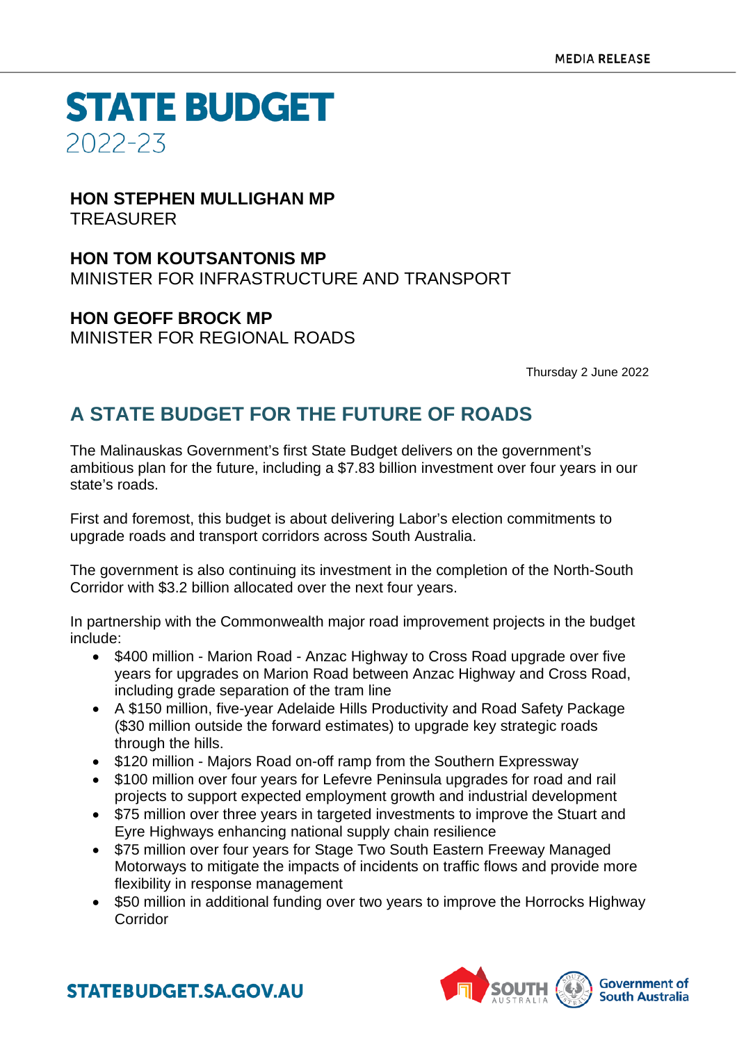MEDIA RELEASE

# STATE BUDGET 2022-23

**HON STEPHEN MULLIGHAN MP**
TREASURER

**HON TOM KOUTSANTONIS MP**
MINISTER FOR INFRASTRUCTURE AND TRANSPORT

**HON GEOFF BROCK MP**
MINISTER FOR REGIONAL ROADS

Thursday 2 June 2022

## A STATE BUDGET FOR THE FUTURE OF ROADS

The Malinauskas Government's first State Budget delivers on the government's ambitious plan for the future, including a $7.83 billion investment over four years in our state's roads.

First and foremost, this budget is about delivering Labor's election commitments to upgrade roads and transport corridors across South Australia.

The government is also continuing its investment in the completion of the North-South Corridor with $3.2 billion allocated over the next four years.

In partnership with the Commonwealth major road improvement projects in the budget include:

- $400 million - Marion Road - Anzac Highway to Cross Road upgrade over five years for upgrades on Marion Road between Anzac Highway and Cross Road, including grade separation of the tram line
- A $150 million, five-year Adelaide Hills Productivity and Road Safety Package ($30 million outside the forward estimates) to upgrade key strategic roads through the hills.
- $120 million - Majors Road on-off ramp from the Southern Expressway
- $100 million over four years for Lefevre Peninsula upgrades for road and rail projects to support expected employment growth and industrial development
- $75 million over three years in targeted investments to improve the Stuart and Eyre Highways enhancing national supply chain resilience
- $75 million over four years for Stage Two South Eastern Freeway Managed Motorways to mitigate the impacts of incidents on traffic flows and provide more flexibility in response management
- $50 million in additional funding over two years to improve the Horrocks Highway Corridor

STATEBUDGET.SA.GOV.AU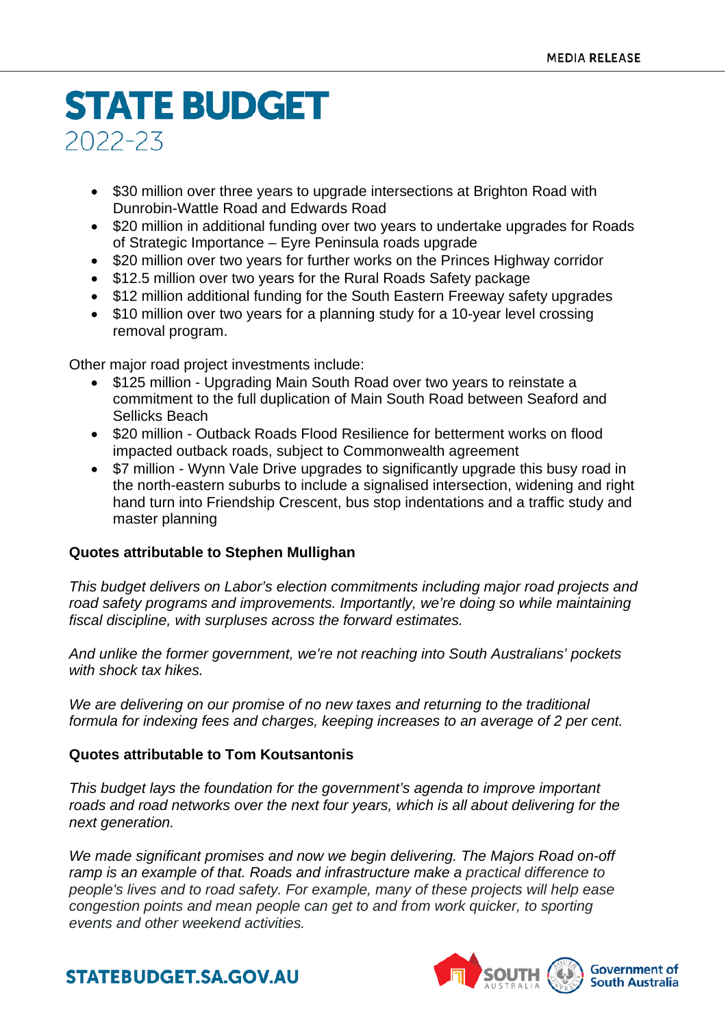- $30 million over three years to upgrade intersections at Brighton Road with Dunrobin-Wattle Road and Edwards Road
- $20 million in additional funding over two years to undertake upgrades for Roads of Strategic Importance – Eyre Peninsula roads upgrade
- $20 million over two years for further works on the Princes Highway corridor
- $12.5 million over two years for the Rural Roads Safety package
- $12 million additional funding for the South Eastern Freeway safety upgrades
- $10 million over two years for a planning study for a 10-year level crossing removal program.

Other major road project investments include:

- $125 million - Upgrading Main South Road over two years to reinstate a commitment to the full duplication of Main South Road between Seaford and Sellicks Beach
- $20 million - Outback Roads Flood Resilience for betterment works on flood impacted outback roads, subject to Commonwealth agreement
- $7 million - Wynn Vale Drive upgrades to significantly upgrade this busy road in the north-eastern suburbs to include a signalised intersection, widening and right hand turn into Friendship Crescent, bus stop indentations and a traffic study and master planning

**Quotes attributable to Stephen Mullighan**

*This budget delivers on Labor's election commitments including major road projects and road safety programs and improvements. Importantly, we're doing so while maintaining fiscal discipline, with surpluses across the forward estimates.*

*And unlike the former government, we're not reaching into South Australians' pockets with shock tax hikes.*

*We are delivering on our promise of no new taxes and returning to the traditional formula for indexing fees and charges, keeping increases to an average of 2 per cent.*

**Quotes attributable to Tom Koutsantonis**

*This budget lays the foundation for the government's agenda to improve important roads and road networks over the next four years, which is all about delivering for the next generation.*

*We made significant promises and now we begin delivering. The Majors Road on-off ramp is an example of that. Roads and infrastructure make a practical difference to people's lives and to road safety. For example, many of these projects will help ease congestion points and mean people can get to and from work quicker, to sporting events and other weekend activities.*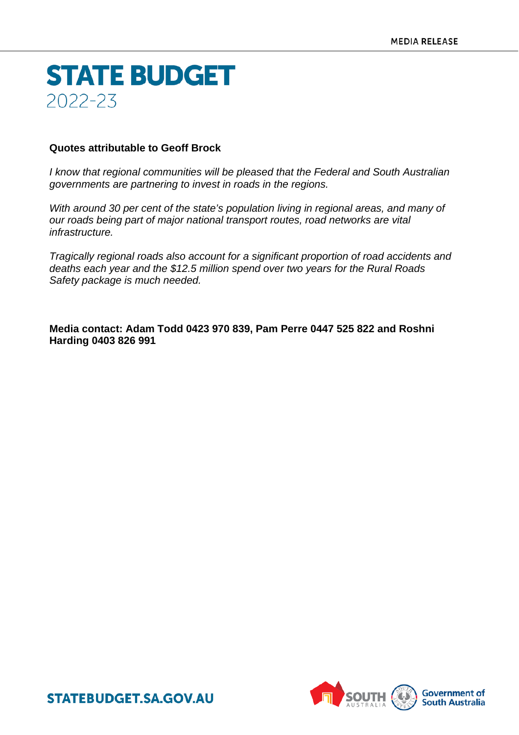**Quotes attributable to Geoff Brock**

*I know that regional communities will be pleased that the Federal and South Australian governments are partnering to invest in roads in the regions.*

*With around 30 per cent of the state's population living in regional areas, and many of our roads being part of major national transport routes, road networks are vital infrastructure.*

*Tragically regional roads also account for a significant proportion of road accidents and deaths each year and the $12.5 million spend over two years for the Rural Roads Safety package is much needed.*

**Media contact: Adam Todd 0423 970 839, Pam Perre 0447 525 822 and Roshni Harding 0403 826 991**